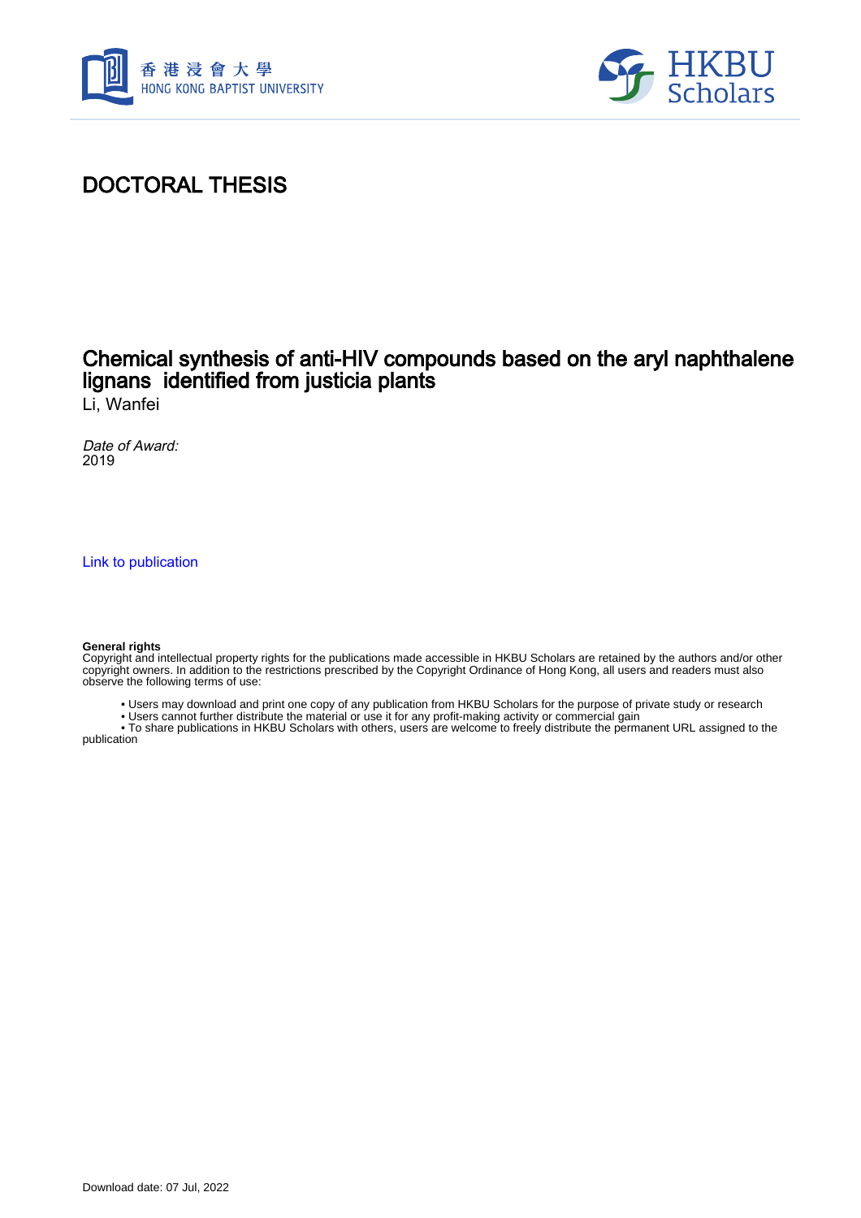# DOCTORAL THESIS

## Chemical synthesis of anti-HIV compounds based on the aryl naphthalene lignans identified from justicia plants

Li, Wanfei

*Date of Award:*
2019

Link to publication

**General rights**
Copyright and intellectual property rights for the publications made accessible in HKBU Scholars are retained by the authors and/or other copyright owners. In addition to the restrictions prescribed by the Copyright Ordinance of Hong Kong, all users and readers must also observe the following terms of use:

- Users may download and print one copy of any publication from HKBU Scholars for the purpose of private study or research
- Users cannot further distribute the material or use it for any profit-making activity or commercial gain
- To share publications in HKBU Scholars with others, users are welcome to freely distribute the permanent URL assigned to the publication

Download date: 07 Jul, 2022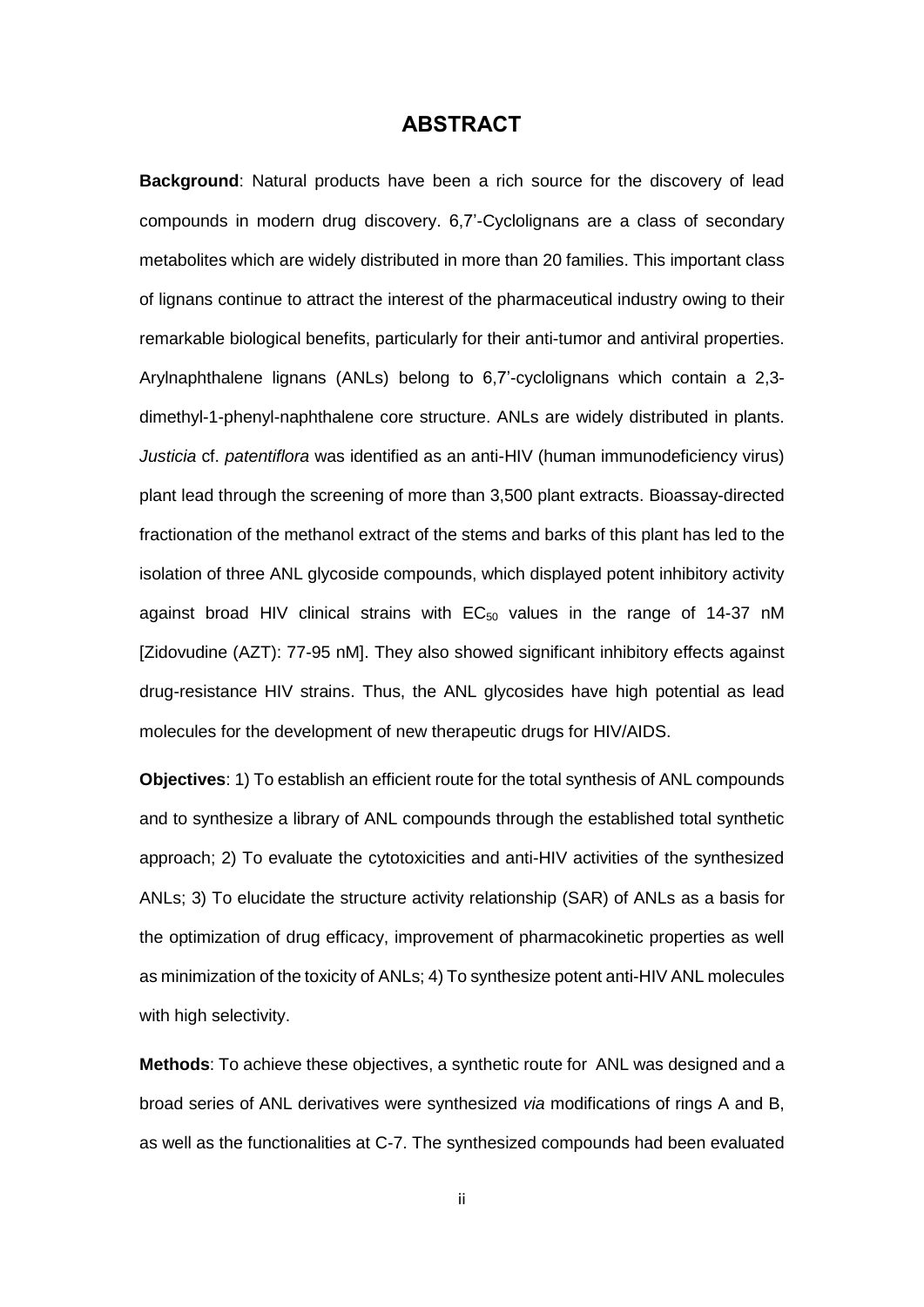# ABSTRACT

**Background**: Natural products have been a rich source for the discovery of lead compounds in modern drug discovery. 6,7'-Cyclolignans are a class of secondary metabolites which are widely distributed in more than 20 families. This important class of lignans continue to attract the interest of the pharmaceutical industry owing to their remarkable biological benefits, particularly for their anti-tumor and antiviral properties. Arylnaphthalene lignans (ANLs) belong to 6,7'-cyclolignans which contain a 2,3-dimethyl-1-phenyl-naphthalene core structure. ANLs are widely distributed in plants. *Justicia* cf. *patentiflora* was identified as an anti-HIV (human immunodeficiency virus) plant lead through the screening of more than 3,500 plant extracts. Bioassay-directed fractionation of the methanol extract of the stems and barks of this plant has led to the isolation of three ANL glycoside compounds, which displayed potent inhibitory activity against broad HIV clinical strains with $EC_{50}$ values in the range of 14-37 nM [Zidovudine (AZT): 77-95 nM]. They also showed significant inhibitory effects against drug-resistance HIV strains. Thus, the ANL glycosides have high potential as lead molecules for the development of new therapeutic drugs for HIV/AIDS.

**Objectives**: 1) To establish an efficient route for the total synthesis of ANL compounds and to synthesize a library of ANL compounds through the established total synthetic approach; 2) To evaluate the cytotoxicities and anti-HIV activities of the synthesized ANLs; 3) To elucidate the structure activity relationship (SAR) of ANLs as a basis for the optimization of drug efficacy, improvement of pharmacokinetic properties as well as minimization of the toxicity of ANLs; 4) To synthesize potent anti-HIV ANL molecules with high selectivity.

**Methods**: To achieve these objectives, a synthetic route for ANL was designed and a broad series of ANL derivatives were synthesized *via* modifications of rings A and B, as well as the functionalities at C-7. The synthesized compounds had been evaluated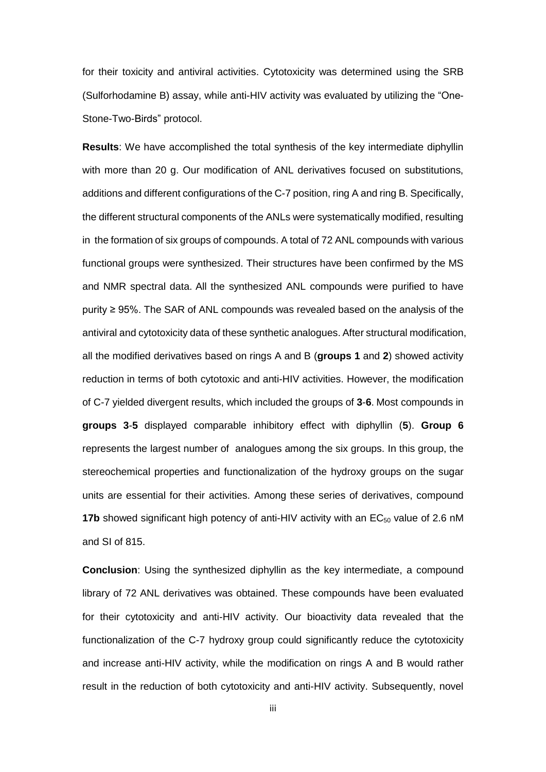for their toxicity and antiviral activities. Cytotoxicity was determined using the SRB (Sulforhodamine B) assay, while anti-HIV activity was evaluated by utilizing the "One-Stone-Two-Birds" protocol.

**Results**: We have accomplished the total synthesis of the key intermediate diphyllin with more than 20 g. Our modification of ANL derivatives focused on substitutions, additions and different configurations of the C-7 position, ring A and ring B. Specifically, the different structural components of the ANLs were systematically modified, resulting in the formation of six groups of compounds. A total of 72 ANL compounds with various functional groups were synthesized. Their structures have been confirmed by the MS and NMR spectral data. All the synthesized ANL compounds were purified to have purity ≥ 95%. The SAR of ANL compounds was revealed based on the analysis of the antiviral and cytotoxicity data of these synthetic analogues. After structural modification, all the modified derivatives based on rings A and B (**groups 1** and **2**) showed activity reduction in terms of both cytotoxic and anti-HIV activities. However, the modification of C-7 yielded divergent results, which included the groups of **3**-**6**. Most compounds in **groups 3**-**5** displayed comparable inhibitory effect with diphyllin (**5**). **Group 6** represents the largest number of analogues among the six groups. In this group, the stereochemical properties and functionalization of the hydroxy groups on the sugar units are essential for their activities. Among these series of derivatives, compound **17b** showed significant high potency of anti-HIV activity with an $EC_{50}$ value of 2.6 nM and SI of 815.

**Conclusion**: Using the synthesized diphyllin as the key intermediate, a compound library of 72 ANL derivatives was obtained. These compounds have been evaluated for their cytotoxicity and anti-HIV activity. Our bioactivity data revealed that the functionalization of the C-7 hydroxy group could significantly reduce the cytotoxicity and increase anti-HIV activity, while the modification on rings A and B would rather result in the reduction of both cytotoxicity and anti-HIV activity. Subsequently, novel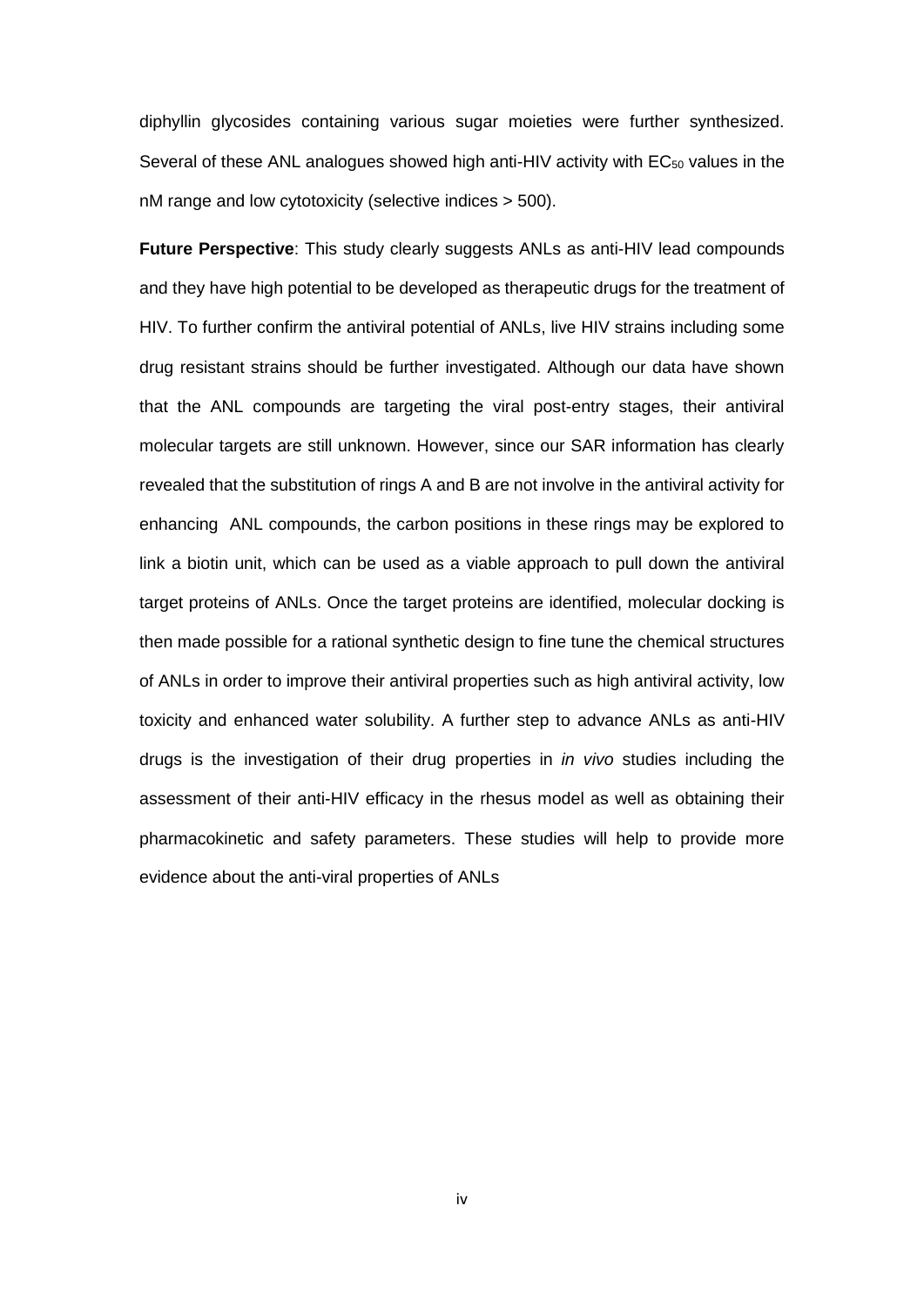diphyllin glycosides containing various sugar moieties were further synthesized. Several of these ANL analogues showed high anti-HIV activity with $EC_{50}$ values in the nM range and low cytotoxicity (selective indices > 500).

**Future Perspective**: This study clearly suggests ANLs as anti-HIV lead compounds and they have high potential to be developed as therapeutic drugs for the treatment of HIV. To further confirm the antiviral potential of ANLs, live HIV strains including some drug resistant strains should be further investigated. Although our data have shown that the ANL compounds are targeting the viral post-entry stages, their antiviral molecular targets are still unknown. However, since our SAR information has clearly revealed that the substitution of rings A and B are not involve in the antiviral activity for enhancing ANL compounds, the carbon positions in these rings may be explored to link a biotin unit, which can be used as a viable approach to pull down the antiviral target proteins of ANLs. Once the target proteins are identified, molecular docking is then made possible for a rational synthetic design to fine tune the chemical structures of ANLs in order to improve their antiviral properties such as high antiviral activity, low toxicity and enhanced water solubility. A further step to advance ANLs as anti-HIV drugs is the investigation of their drug properties in *in vivo* studies including the assessment of their anti-HIV efficacy in the rhesus model as well as obtaining their pharmacokinetic and safety parameters. These studies will help to provide more evidence about the anti-viral properties of ANLs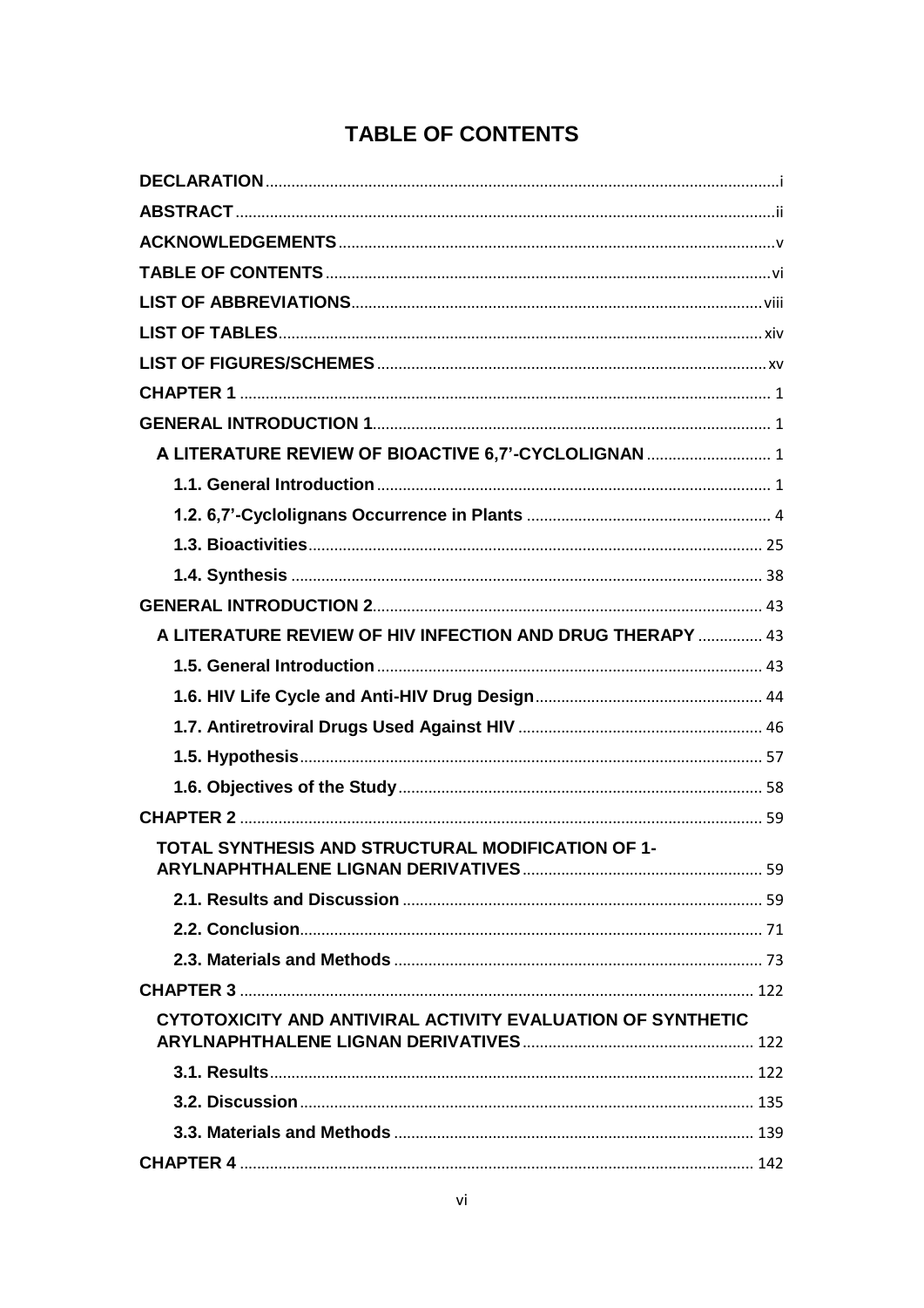# TABLE OF CONTENTS

**DECLARATION** ....... i

**ABSTRACT** ....... ii

**ACKNOWLEDGEMENTS** ....... v

**TABLE OF CONTENTS** ....... vi

**LIST OF ABBREVIATIONS** ....... viii

**LIST OF TABLES** ....... xiv

**LIST OF FIGURES/SCHEMES** ....... xv

**CHAPTER 1** ....... 1

**GENERAL INTRODUCTION 1** ....... 1

- **A LITERATURE REVIEW OF BIOACTIVE 6,7'-CYCLOLIGNAN** ....... 1
  - **1.1. General Introduction** ....... 1
  - **1.2. 6,7'-Cyclolignans Occurrence in Plants** ....... 4
  - **1.3. Bioactivities** ....... 25
  - **1.4. Synthesis** ....... 38

**GENERAL INTRODUCTION 2** ....... 43

- **A LITERATURE REVIEW OF HIV INFECTION AND DRUG THERAPY** ....... 43
  - **1.5. General Introduction** ....... 43
  - **1.6. HIV Life Cycle and Anti-HIV Drug Design** ....... 44
  - **1.7. Antiretroviral Drugs Used Against HIV** ....... 46
  - **1.5. Hypothesis** ....... 57
  - **1.6. Objectives of the Study** ....... 58

**CHAPTER 2** ....... 59

- **TOTAL SYNTHESIS AND STRUCTURAL MODIFICATION OF 1-ARYLNAPHTHALENE LIGNAN DERIVATIVES** ....... 59
  - **2.1. Results and Discussion** ....... 59
  - **2.2. Conclusion** ....... 71
  - **2.3. Materials and Methods** ....... 73

**CHAPTER 3** ....... 122

- **CYTOTOXICITY AND ANTIVIRAL ACTIVITY EVALUATION OF SYNTHETIC ARYLNAPHTHALENE LIGNAN DERIVATIVES** ....... 122
  - **3.1. Results** ....... 122
  - **3.2. Discussion** ....... 135
  - **3.3. Materials and Methods** ....... 139

**CHAPTER 4** ....... 142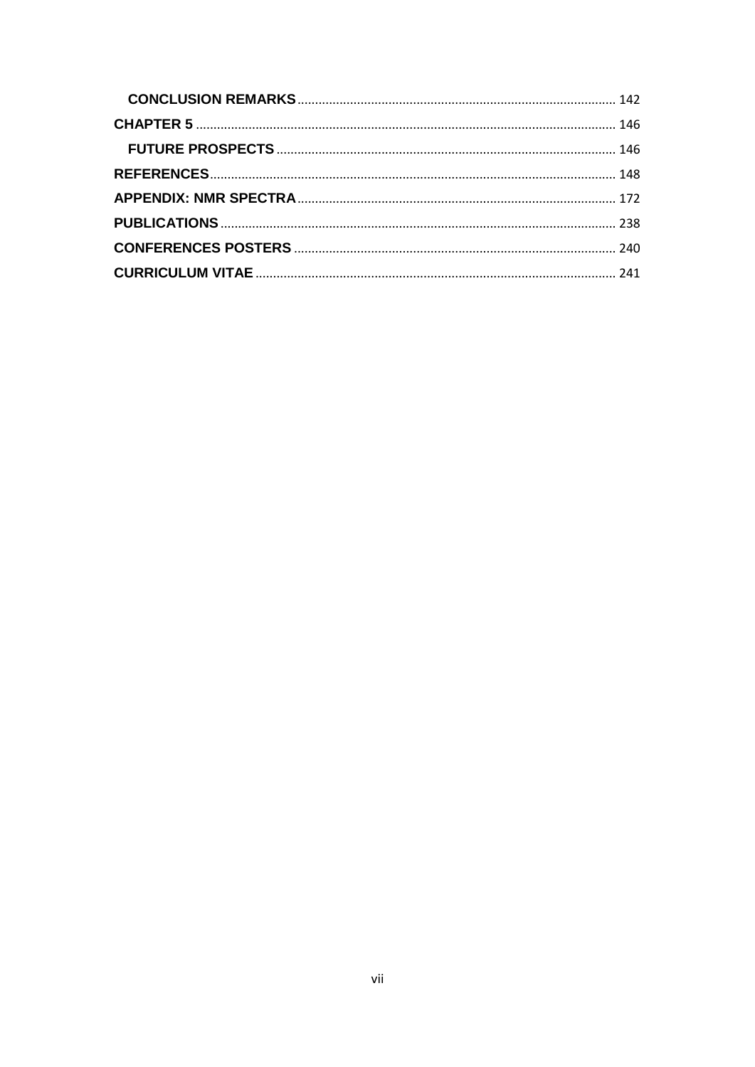**CONCLUSION REMARKS** ........................................................................................ 142

**CHAPTER 5** ..................................................................................................................... 146

**FUTURE PROSPECTS** ............................................................................................... 146

**REFERENCES** ................................................................................................................ 148

**APPENDIX: NMR SPECTRA** ........................................................................................ 172

**PUBLICATIONS** ............................................................................................................. 238

**CONFERENCES POSTERS** ......................................................................................... 240

**CURRICULUM VITAE** .................................................................................................... 241